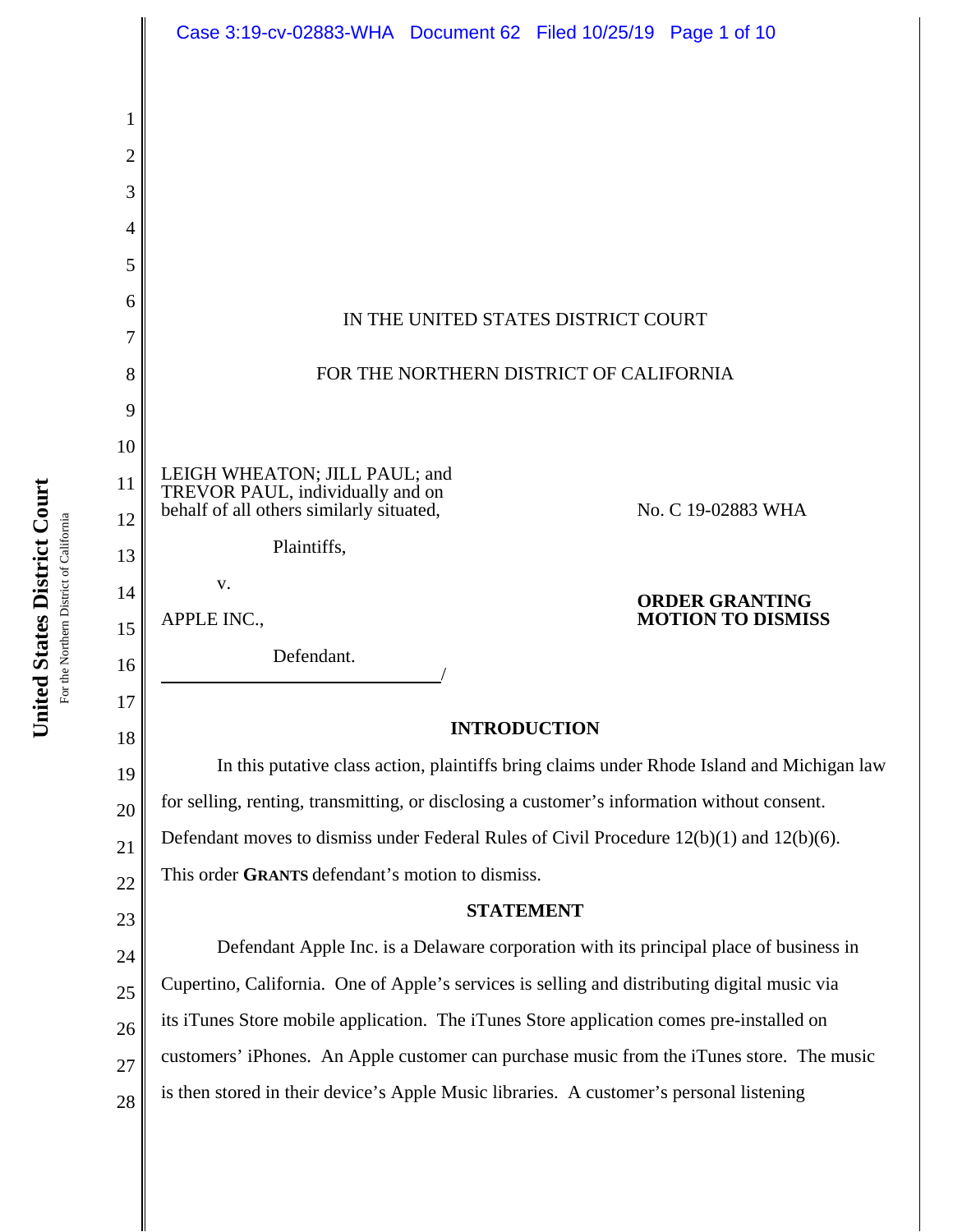IN THE UNITED STATES DISTRICT COURT

FOR THE NORTHERN DISTRICT OF CALIFORNIA

LEIGH WHEATON; JILL PAUL; and TREVOR PAUL, individually and on behalf of all others similarly situated,

Plaintiffs,

v.

APPLE INC.,

Defendant.

No. C 19-02883 WHA

**ORDER GRANTING MOTION TO DISMISS**

## INTRODUCTION

In this putative class action, plaintiffs bring claims under Rhode Island and Michigan law for selling, renting, transmitting, or disclosing a customer's information without consent. Defendant moves to dismiss under Federal Rules of Civil Procedure 12(b)(1) and 12(b)(6). This order **GRANTS** defendant's motion to dismiss.

## STATEMENT

Defendant Apple Inc. is a Delaware corporation with its principal place of business in Cupertino, California. One of Apple's services is selling and distributing digital music via its iTunes Store mobile application. The iTunes Store application comes pre-installed on customers' iPhones. An Apple customer can purchase music from the iTunes store. The music is then stored in their device's Apple Music libraries. A customer's personal listening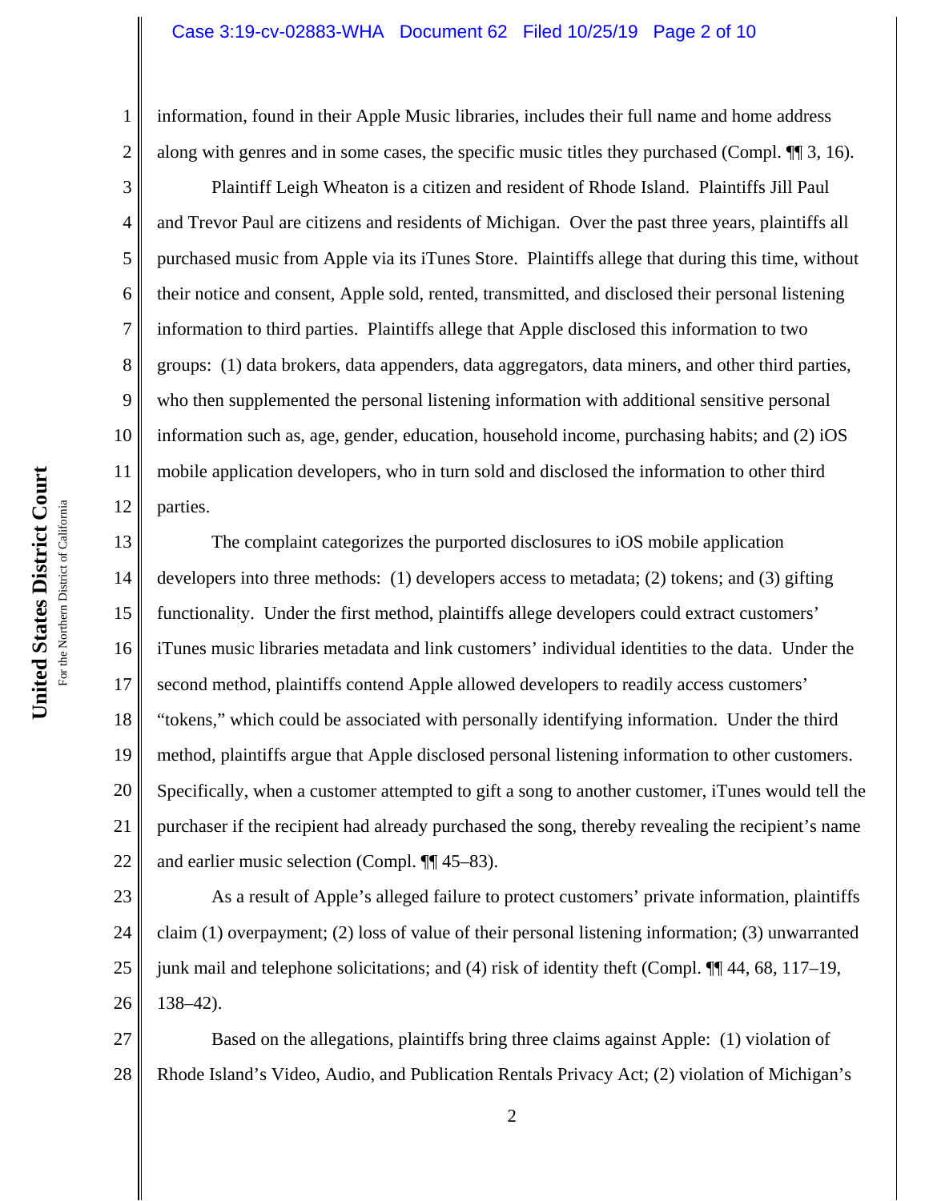information, found in their Apple Music libraries, includes their full name and home address along with genres and in some cases, the specific music titles they purchased (Compl. ¶¶ 3, 16).

Plaintiff Leigh Wheaton is a citizen and resident of Rhode Island. Plaintiffs Jill Paul and Trevor Paul are citizens and residents of Michigan. Over the past three years, plaintiffs all purchased music from Apple via its iTunes Store. Plaintiffs allege that during this time, without their notice and consent, Apple sold, rented, transmitted, and disclosed their personal listening information to third parties. Plaintiffs allege that Apple disclosed this information to two groups: (1) data brokers, data appenders, data aggregators, data miners, and other third parties, who then supplemented the personal listening information with additional sensitive personal information such as, age, gender, education, household income, purchasing habits; and (2) iOS mobile application developers, who in turn sold and disclosed the information to other third parties.

The complaint categorizes the purported disclosures to iOS mobile application developers into three methods: (1) developers access to metadata; (2) tokens; and (3) gifting functionality. Under the first method, plaintiffs allege developers could extract customers' iTunes music libraries metadata and link customers' individual identities to the data. Under the second method, plaintiffs contend Apple allowed developers to readily access customers' "tokens," which could be associated with personally identifying information. Under the third method, plaintiffs argue that Apple disclosed personal listening information to other customers. Specifically, when a customer attempted to gift a song to another customer, iTunes would tell the purchaser if the recipient had already purchased the song, thereby revealing the recipient's name and earlier music selection (Compl. ¶¶ 45–83).

As a result of Apple's alleged failure to protect customers' private information, plaintiffs claim (1) overpayment; (2) loss of value of their personal listening information; (3) unwarranted junk mail and telephone solicitations; and (4) risk of identity theft (Compl. ¶¶ 44, 68, 117–19, 138–42).

Based on the allegations, plaintiffs bring three claims against Apple: (1) violation of Rhode Island's Video, Audio, and Publication Rentals Privacy Act; (2) violation of Michigan's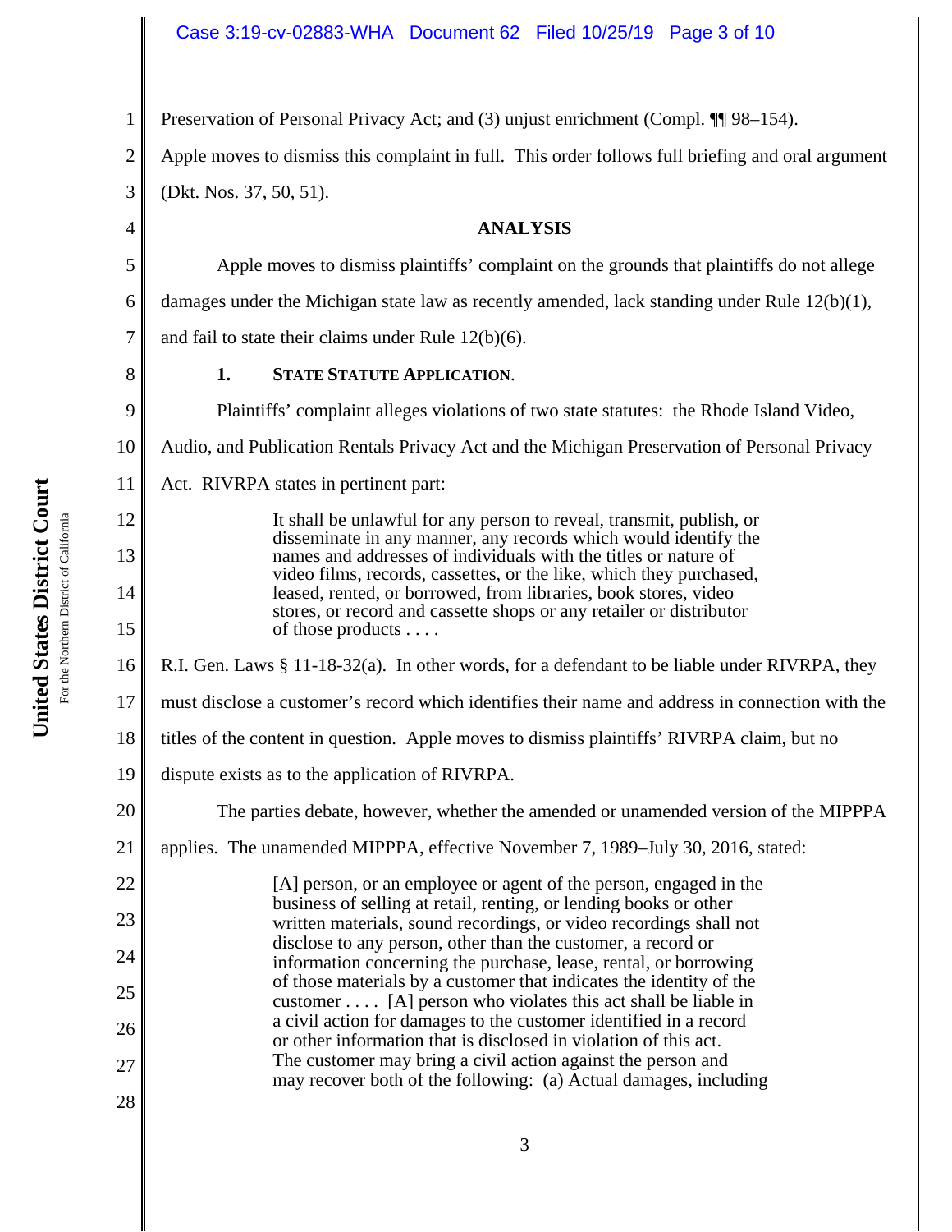Preservation of Personal Privacy Act; and (3) unjust enrichment (Compl. ¶¶ 98–154). Apple moves to dismiss this complaint in full. This order follows full briefing and oral argument (Dkt. Nos. 37, 50, 51).

## ANALYSIS

Apple moves to dismiss plaintiffs' complaint on the grounds that plaintiffs do not allege damages under the Michigan state law as recently amended, lack standing under Rule 12(b)(1), and fail to state their claims under Rule 12(b)(6).

### 1. STATE STATUTE APPLICATION.

Plaintiffs' complaint alleges violations of two state statutes: the Rhode Island Video, Audio, and Publication Rentals Privacy Act and the Michigan Preservation of Personal Privacy Act. RIVRPA states in pertinent part:

> It shall be unlawful for any person to reveal, transmit, publish, or disseminate in any manner, any records which would identify the names and addresses of individuals with the titles or nature of video films, records, cassettes, or the like, which they purchased, leased, rented, or borrowed, from libraries, book stores, video stores, or record and cassette shops or any retailer or distributor of those products . . . .

R.I. Gen. Laws § 11-18-32(a). In other words, for a defendant to be liable under RIVRPA, they must disclose a customer's record which identifies their name and address in connection with the titles of the content in question. Apple moves to dismiss plaintiffs' RIVRPA claim, but no dispute exists as to the application of RIVRPA.

The parties debate, however, whether the amended or unamended version of the MIPPPA applies. The unamended MIPPPA, effective November 7, 1989–July 30, 2016, stated:

> [A] person, or an employee or agent of the person, engaged in the business of selling at retail, renting, or lending books or other written materials, sound recordings, or video recordings shall not disclose to any person, other than the customer, a record or information concerning the purchase, lease, rental, or borrowing of those materials by a customer that indicates the identity of the customer . . . . [A] person who violates this act shall be liable in a civil action for damages to the customer identified in a record or other information that is disclosed in violation of this act. The customer may bring a civil action against the person and may recover both of the following: (a) Actual damages, including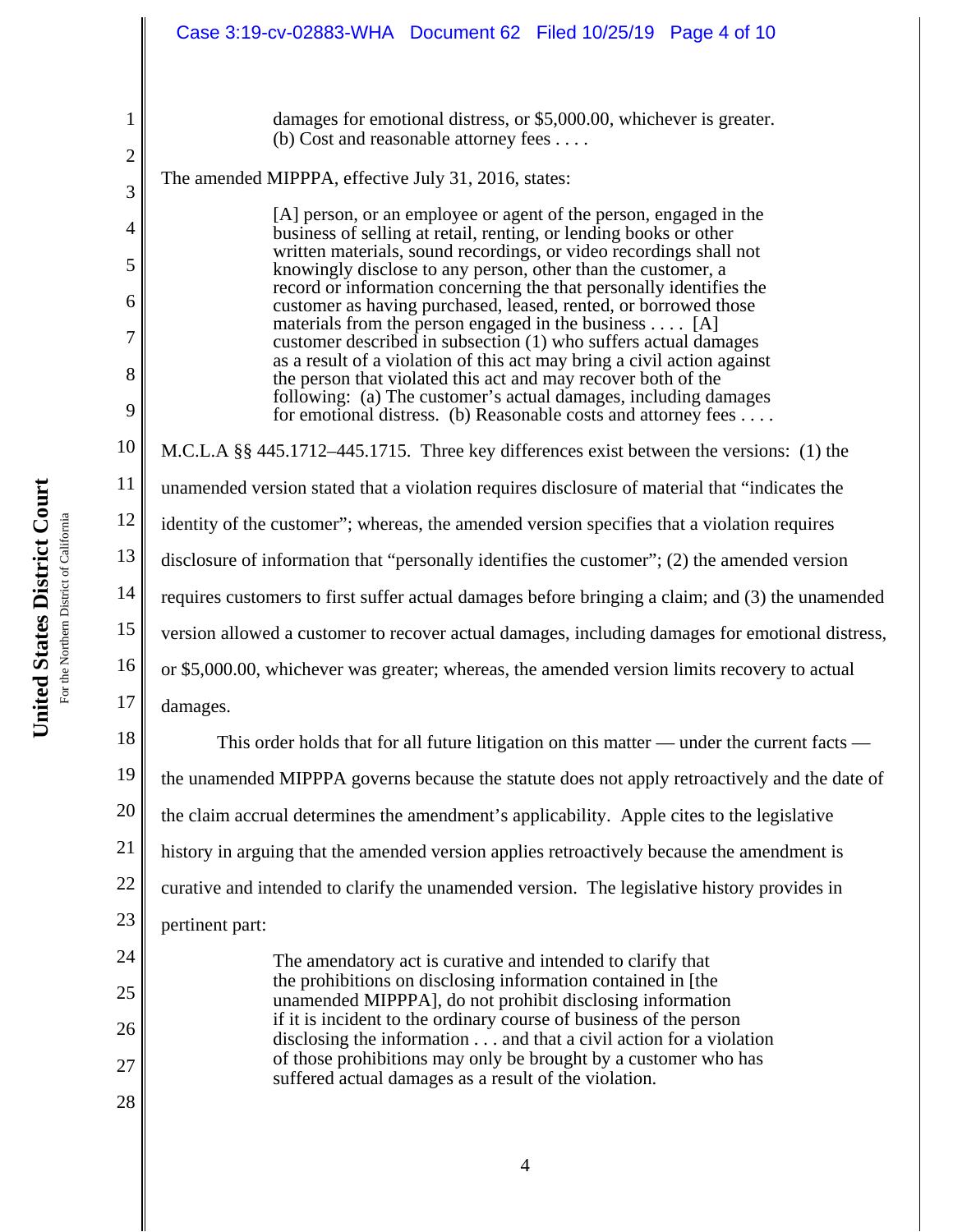> damages for emotional distress, or \$5,000.00, whichever is greater.
> (b) Cost and reasonable attorney fees . . . .

The amended MIPPPA, effective July 31, 2016, states:

> [A] person, or an employee or agent of the person, engaged in the business of selling at retail, renting, or lending books or other written materials, sound recordings, or video recordings shall not knowingly disclose to any person, other than the customer, a record or information concerning the that personally identifies the customer as having purchased, leased, rented, or borrowed those materials from the person engaged in the business . . . . [A] customer described in subsection (1) who suffers actual damages as a result of a violation of this act may bring a civil action against the person that violated this act and may recover both of the following: (a) The customer's actual damages, including damages for emotional distress. (b) Reasonable costs and attorney fees . . . .

M.C.L.A §§ 445.1712–445.1715. Three key differences exist between the versions: (1) the unamended version stated that a violation requires disclosure of material that "indicates the identity of the customer"; whereas, the amended version specifies that a violation requires disclosure of information that "personally identifies the customer"; (2) the amended version requires customers to first suffer actual damages before bringing a claim; and (3) the unamended version allowed a customer to recover actual damages, including damages for emotional distress, or \$5,000.00, whichever was greater; whereas, the amended version limits recovery to actual damages.

This order holds that for all future litigation on this matter — under the current facts — the unamended MIPPPA governs because the statute does not apply retroactively and the date of the claim accrual determines the amendment's applicability. Apple cites to the legislative history in arguing that the amended version applies retroactively because the amendment is curative and intended to clarify the unamended version. The legislative history provides in pertinent part:

> The amendatory act is curative and intended to clarify that the prohibitions on disclosing information contained in [the unamended MIPPPA], do not prohibit disclosing information if it is incident to the ordinary course of business of the person disclosing the information . . . and that a civil action for a violation of those prohibitions may only be brought by a customer who has suffered actual damages as a result of the violation.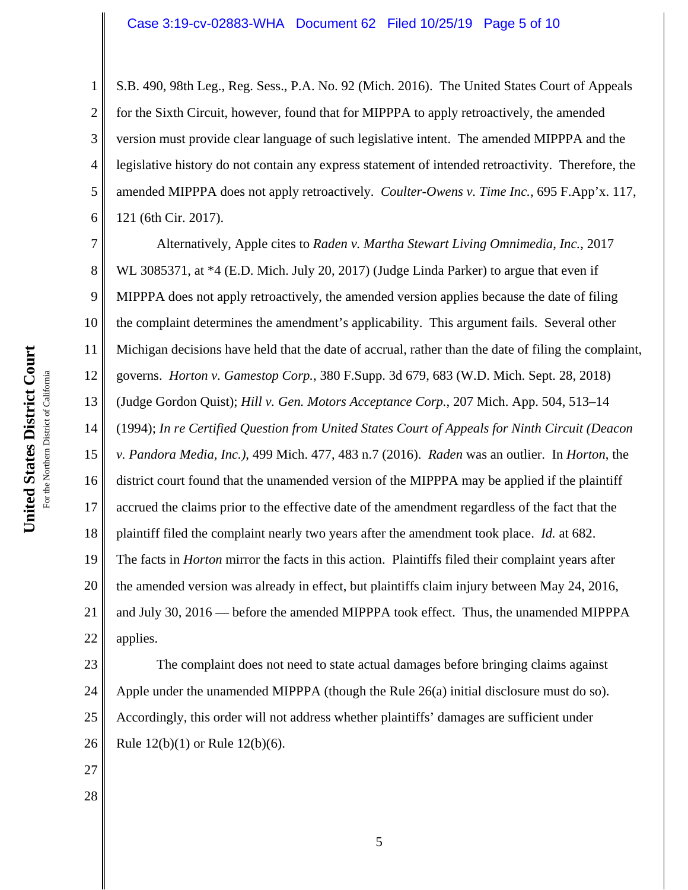S.B. 490, 98th Leg., Reg. Sess., P.A. No. 92 (Mich. 2016). The United States Court of Appeals for the Sixth Circuit, however, found that for MIPPPA to apply retroactively, the amended version must provide clear language of such legislative intent. The amended MIPPPA and the legislative history do not contain any express statement of intended retroactivity. Therefore, the amended MIPPPA does not apply retroactively. *Coulter-Owens v. Time Inc.*, 695 F.App'x. 117, 121 (6th Cir. 2017).

Alternatively, Apple cites to *Raden v. Martha Stewart Living Omnimedia, Inc.*, 2017 WL 3085371, at *4 (E.D. Mich. July 20, 2017) (Judge Linda Parker) to argue that even if MIPPPA does not apply retroactively, the amended version applies because the date of filing the complaint determines the amendment's applicability. This argument fails. Several other Michigan decisions have held that the date of accrual, rather than the date of filing the complaint, governs. *Horton v. Gamestop Corp.*, 380 F.Supp. 3d 679, 683 (W.D. Mich. Sept. 28, 2018) (Judge Gordon Quist); *Hill v. Gen. Motors Acceptance Corp.*, 207 Mich. App. 504, 513–14 (1994); *In re Certified Question from United States Court of Appeals for Ninth Circuit (Deacon v. Pandora Media, Inc.)*, 499 Mich. 477, 483 n.7 (2016). *Raden* was an outlier. In *Horton*, the district court found that the unamended version of the MIPPPA may be applied if the plaintiff accrued the claims prior to the effective date of the amendment regardless of the fact that the plaintiff filed the complaint nearly two years after the amendment took place. *Id.* at 682. The facts in *Horton* mirror the facts in this action. Plaintiffs filed their complaint years after the amended version was already in effect, but plaintiffs claim injury between May 24, 2016, and July 30, 2016 — before the amended MIPPPA took effect. Thus, the unamended MIPPPA applies.

The complaint does not need to state actual damages before bringing claims against Apple under the unamended MIPPPA (though the Rule 26(a) initial disclosure must do so). Accordingly, this order will not address whether plaintiffs' damages are sufficient under Rule 12(b)(1) or Rule 12(b)(6).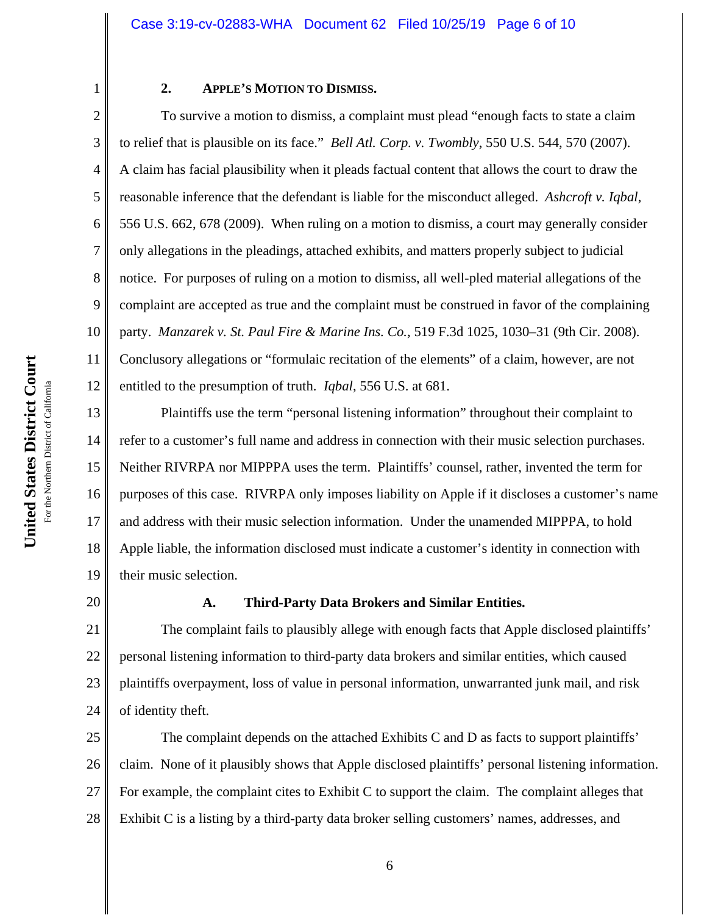### 2. APPLE'S MOTION TO DISMISS.

To survive a motion to dismiss, a complaint must plead "enough facts to state a claim to relief that is plausible on its face." *Bell Atl. Corp. v. Twombly*, 550 U.S. 544, 570 (2007). A claim has facial plausibility when it pleads factual content that allows the court to draw the reasonable inference that the defendant is liable for the misconduct alleged. *Ashcroft v. Iqbal*, 556 U.S. 662, 678 (2009). When ruling on a motion to dismiss, a court may generally consider only allegations in the pleadings, attached exhibits, and matters properly subject to judicial notice. For purposes of ruling on a motion to dismiss, all well-pled material allegations of the complaint are accepted as true and the complaint must be construed in favor of the complaining party. *Manzarek v. St. Paul Fire & Marine Ins. Co.*, 519 F.3d 1025, 1030–31 (9th Cir. 2008). Conclusory allegations or "formulaic recitation of the elements" of a claim, however, are not entitled to the presumption of truth. *Iqbal*, 556 U.S. at 681.

Plaintiffs use the term "personal listening information" throughout their complaint to refer to a customer's full name and address in connection with their music selection purchases. Neither RIVRPA nor MIPPPA uses the term. Plaintiffs' counsel, rather, invented the term for purposes of this case. RIVRPA only imposes liability on Apple if it discloses a customer's name and address with their music selection information. Under the unamended MIPPPA, to hold Apple liable, the information disclosed must indicate a customer's identity in connection with their music selection.

#### A. Third-Party Data Brokers and Similar Entities.

The complaint fails to plausibly allege with enough facts that Apple disclosed plaintiffs' personal listening information to third-party data brokers and similar entities, which caused plaintiffs overpayment, loss of value in personal information, unwarranted junk mail, and risk of identity theft.

The complaint depends on the attached Exhibits C and D as facts to support plaintiffs' claim. None of it plausibly shows that Apple disclosed plaintiffs' personal listening information. For example, the complaint cites to Exhibit C to support the claim. The complaint alleges that Exhibit C is a listing by a third-party data broker selling customers' names, addresses, and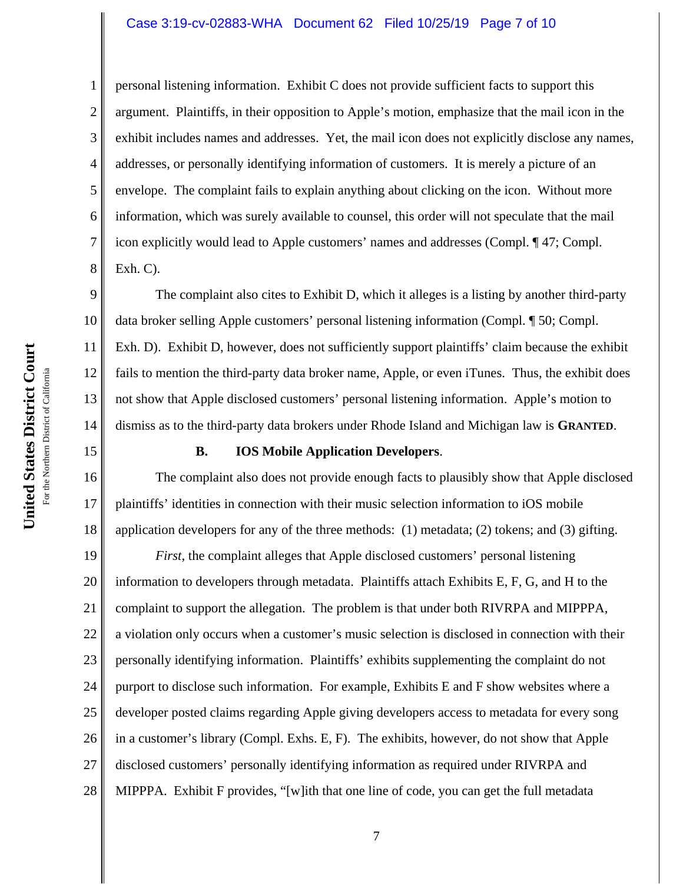personal listening information. Exhibit C does not provide sufficient facts to support this argument. Plaintiffs, in their opposition to Apple's motion, emphasize that the mail icon in the exhibit includes names and addresses. Yet, the mail icon does not explicitly disclose any names, addresses, or personally identifying information of customers. It is merely a picture of an envelope. The complaint fails to explain anything about clicking on the icon. Without more information, which was surely available to counsel, this order will not speculate that the mail icon explicitly would lead to Apple customers' names and addresses (Compl. ¶ 47; Compl. Exh. C).

The complaint also cites to Exhibit D, which it alleges is a listing by another third-party data broker selling Apple customers' personal listening information (Compl. ¶ 50; Compl. Exh. D). Exhibit D, however, does not sufficiently support plaintiffs' claim because the exhibit fails to mention the third-party data broker name, Apple, or even iTunes. Thus, the exhibit does not show that Apple disclosed customers' personal listening information. Apple's motion to dismiss as to the third-party data brokers under Rhode Island and Michigan law is **GRANTED**.

### B. IOS Mobile Application Developers.

The complaint also does not provide enough facts to plausibly show that Apple disclosed plaintiffs' identities in connection with their music selection information to iOS mobile application developers for any of the three methods: (1) metadata; (2) tokens; and (3) gifting.

*First*, the complaint alleges that Apple disclosed customers' personal listening information to developers through metadata. Plaintiffs attach Exhibits E, F, G, and H to the complaint to support the allegation. The problem is that under both RIVRPA and MIPPPA, a violation only occurs when a customer's music selection is disclosed in connection with their personally identifying information. Plaintiffs' exhibits supplementing the complaint do not purport to disclose such information. For example, Exhibits E and F show websites where a developer posted claims regarding Apple giving developers access to metadata for every song in a customer's library (Compl. Exhs. E, F). The exhibits, however, do not show that Apple disclosed customers' personally identifying information as required under RIVRPA and MIPPPA. Exhibit F provides, "[w]ith that one line of code, you can get the full metadata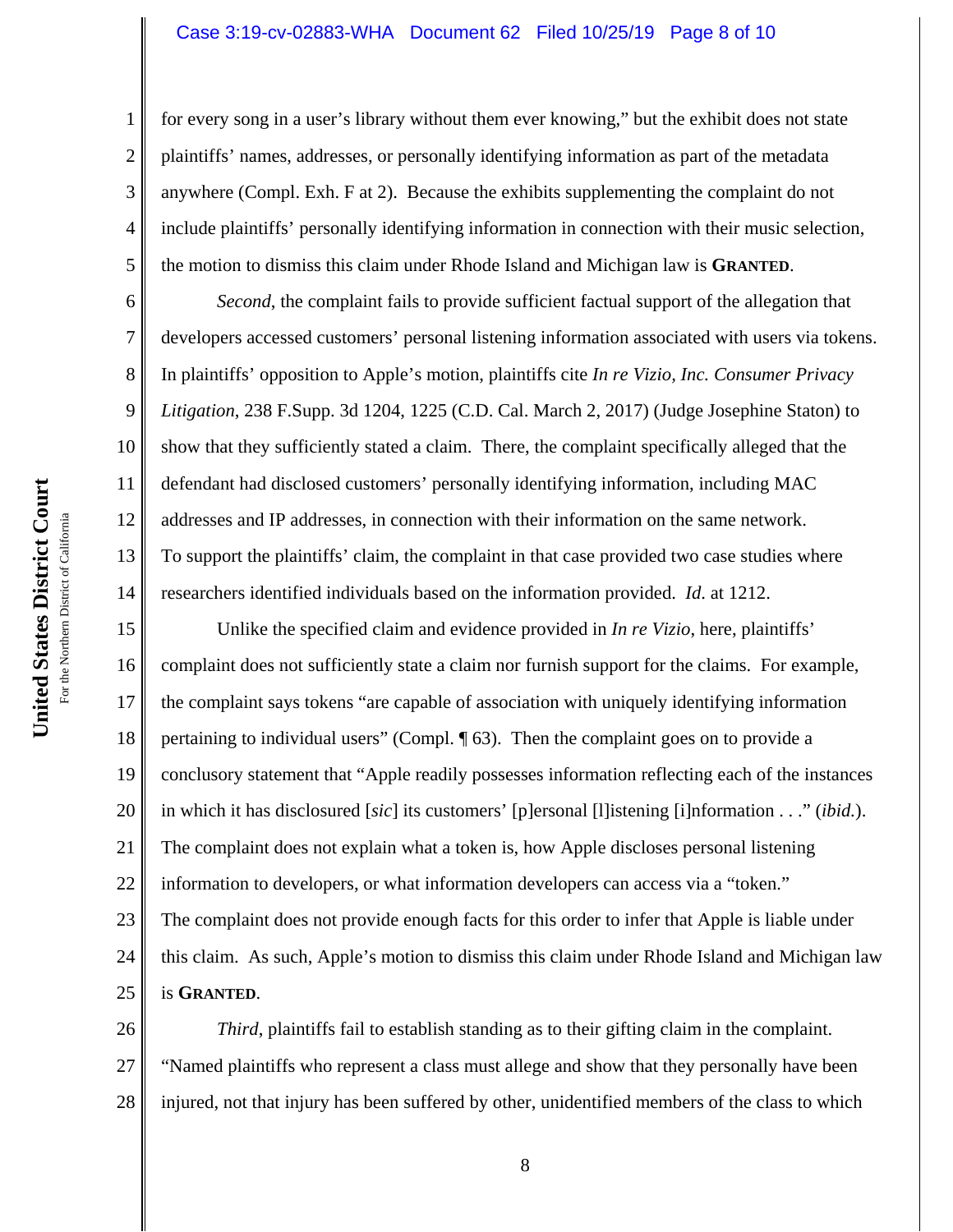for every song in a user's library without them ever knowing," but the exhibit does not state plaintiffs' names, addresses, or personally identifying information as part of the metadata anywhere (Compl. Exh. F at 2). Because the exhibits supplementing the complaint do not include plaintiffs' personally identifying information in connection with their music selection, the motion to dismiss this claim under Rhode Island and Michigan law is **GRANTED**.

*Second*, the complaint fails to provide sufficient factual support of the allegation that developers accessed customers' personal listening information associated with users via tokens. In plaintiffs' opposition to Apple's motion, plaintiffs cite *In re Vizio, Inc. Consumer Privacy Litigation*, 238 F.Supp. 3d 1204, 1225 (C.D. Cal. March 2, 2017) (Judge Josephine Staton) to show that they sufficiently stated a claim. There, the complaint specifically alleged that the defendant had disclosed customers' personally identifying information, including MAC addresses and IP addresses, in connection with their information on the same network. To support the plaintiffs' claim, the complaint in that case provided two case studies where researchers identified individuals based on the information provided. *Id.* at 1212.

Unlike the specified claim and evidence provided in *In re Vizio*, here, plaintiffs' complaint does not sufficiently state a claim nor furnish support for the claims. For example, the complaint says tokens "are capable of association with uniquely identifying information pertaining to individual users" (Compl. ¶ 63). Then the complaint goes on to provide a conclusory statement that "Apple readily possesses information reflecting each of the instances in which it has disclosured [*sic*] its customers' [p]ersonal [l]istening [i]nformation . . ." (*ibid.*). The complaint does not explain what a token is, how Apple discloses personal listening information to developers, or what information developers can access via a "token." The complaint does not provide enough facts for this order to infer that Apple is liable under this claim. As such, Apple's motion to dismiss this claim under Rhode Island and Michigan law is **GRANTED**.

*Third*, plaintiffs fail to establish standing as to their gifting claim in the complaint. "Named plaintiffs who represent a class must allege and show that they personally have been injured, not that injury has been suffered by other, unidentified members of the class to which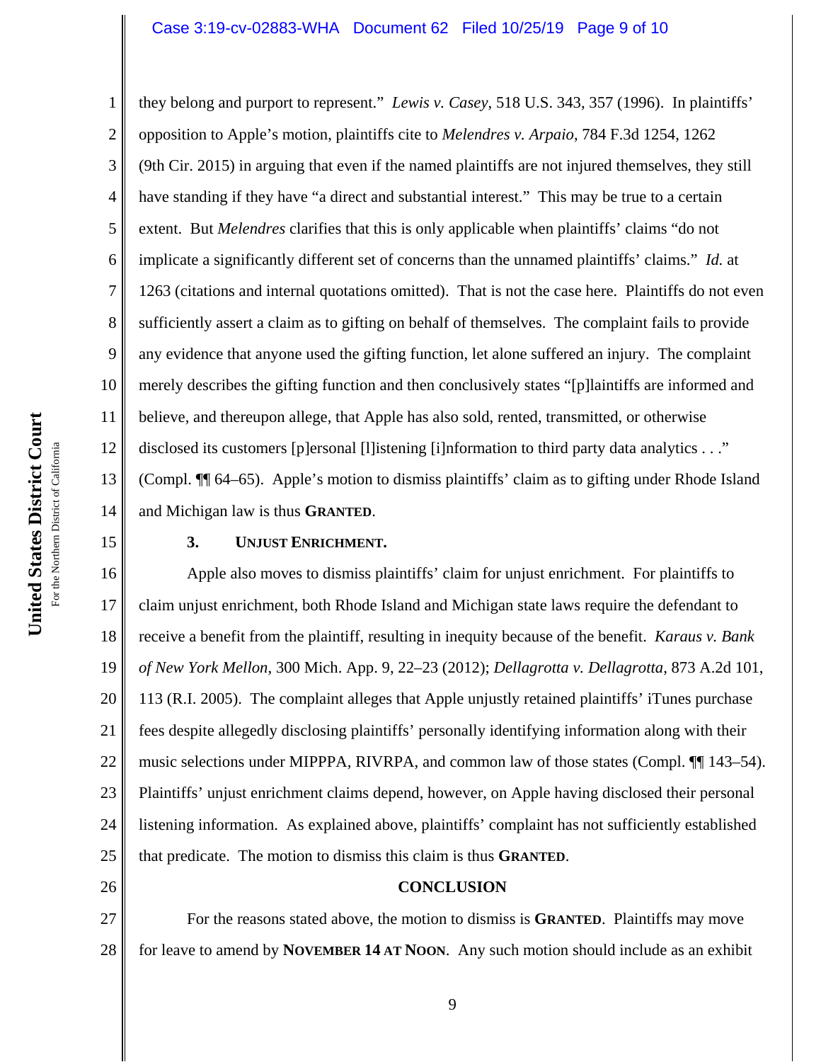they belong and purport to represent." *Lewis v. Casey*, 518 U.S. 343, 357 (1996). In plaintiffs' opposition to Apple's motion, plaintiffs cite to *Melendres v. Arpaio*, 784 F.3d 1254, 1262 (9th Cir. 2015) in arguing that even if the named plaintiffs are not injured themselves, they still have standing if they have "a direct and substantial interest." This may be true to a certain extent. But *Melendres* clarifies that this is only applicable when plaintiffs' claims "do not implicate a significantly different set of concerns than the unnamed plaintiffs' claims." *Id.* at 1263 (citations and internal quotations omitted). That is not the case here. Plaintiffs do not even sufficiently assert a claim as to gifting on behalf of themselves. The complaint fails to provide any evidence that anyone used the gifting function, let alone suffered an injury. The complaint merely describes the gifting function and then conclusively states "[p]laintiffs are informed and believe, and thereupon allege, that Apple has also sold, rented, transmitted, or otherwise disclosed its customers [p]ersonal [l]istening [i]nformation to third party data analytics . . ." (Compl. ¶¶ 64–65). Apple's motion to dismiss plaintiffs' claim as to gifting under Rhode Island and Michigan law is thus **GRANTED**.

### 3. UNJUST ENRICHMENT.

Apple also moves to dismiss plaintiffs' claim for unjust enrichment. For plaintiffs to claim unjust enrichment, both Rhode Island and Michigan state laws require the defendant to receive a benefit from the plaintiff, resulting in inequity because of the benefit. *Karaus v. Bank of New York Mellon*, 300 Mich. App. 9, 22–23 (2012); *Dellagrotta v. Dellagrotta*, 873 A.2d 101, 113 (R.I. 2005). The complaint alleges that Apple unjustly retained plaintiffs' iTunes purchase fees despite allegedly disclosing plaintiffs' personally identifying information along with their music selections under MIPPPA, RIVRPA, and common law of those states (Compl. ¶¶ 143–54). Plaintiffs' unjust enrichment claims depend, however, on Apple having disclosed their personal listening information. As explained above, plaintiffs' complaint has not sufficiently established that predicate. The motion to dismiss this claim is thus **GRANTED**.

## CONCLUSION

For the reasons stated above, the motion to dismiss is **GRANTED**. Plaintiffs may move for leave to amend by **NOVEMBER 14 AT NOON**. Any such motion should include as an exhibit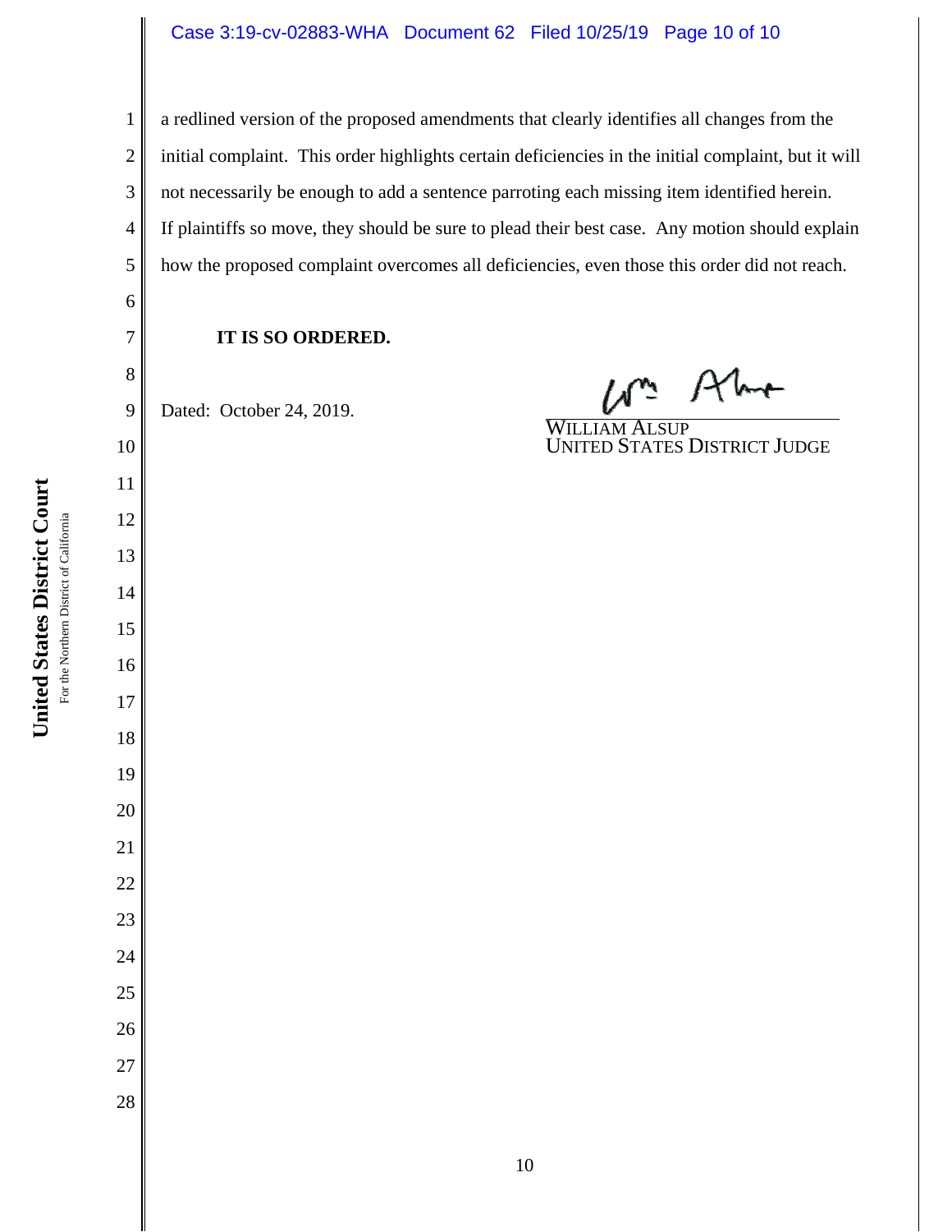a redlined version of the proposed amendments that clearly identifies all changes from the initial complaint. This order highlights certain deficiencies in the initial complaint, but it will not necessarily be enough to add a sentence parroting each missing item identified herein. If plaintiffs so move, they should be sure to plead their best case. Any motion should explain how the proposed complaint overcomes all deficiencies, even those this order did not reach.

**IT IS SO ORDERED.**

Dated: October 24, 2019.

WILLIAM ALSUP
UNITED STATES DISTRICT JUDGE